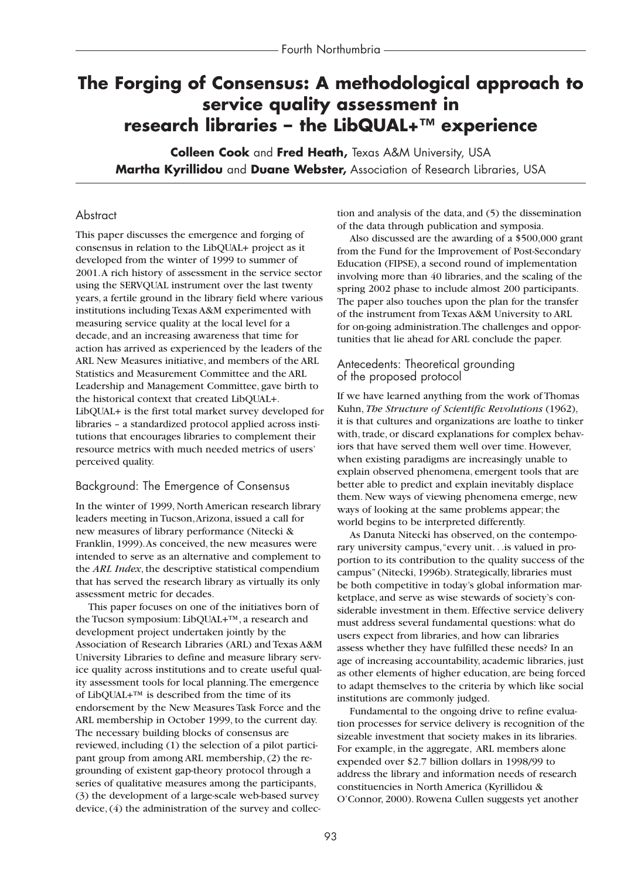# The Forging of Consensus: A methodological approach to service quality assessment in research libraries – the LibQUAL+™ experience

**Colleen Cook** and **Fred Heath,** Texas A&M University, USA
**Martha Kyrillidou** and **Duane Webster,** Association of Research Libraries, USA

## Abstract

This paper discusses the emergence and forging of consensus in relation to the LibQUAL+ project as it developed from the winter of 1999 to summer of 2001. A rich history of assessment in the service sector using the SERVQUAL instrument over the last twenty years, a fertile ground in the library field where various institutions including Texas A&M experimented with measuring service quality at the local level for a decade, and an increasing awareness that time for action has arrived as experienced by the leaders of the ARL New Measures initiative, and members of the ARL Statistics and Measurement Committee and the ARL Leadership and Management Committee, gave birth to the historical context that created LibQUAL+. LibQUAL+ is the first total market survey developed for libraries – a standardized protocol applied across institutions that encourages libraries to complement their resource metrics with much needed metrics of users' perceived quality.

## Background: The Emergence of Consensus

In the winter of 1999, North American research library leaders meeting in Tucson, Arizona, issued a call for new measures of library performance (Nitecki & Franklin, 1999). As conceived, the new measures were intended to serve as an alternative and complement to the *ARL Index*, the descriptive statistical compendium that has served the research library as virtually its only assessment metric for decades.

This paper focuses on one of the initiatives born of the Tucson symposium: LibQUAL+™, a research and development project undertaken jointly by the Association of Research Libraries (ARL) and Texas A&M University Libraries to define and measure library service quality across institutions and to create useful quality assessment tools for local planning. The emergence of LibQUAL+™ is described from the time of its endorsement by the New Measures Task Force and the ARL membership in October 1999, to the current day. The necessary building blocks of consensus are reviewed, including (1) the selection of a pilot participant group from among ARL membership, (2) the re-grounding of existent gap-theory protocol through a series of qualitative measures among the participants, (3) the development of a large-scale web-based survey device, (4) the administration of the survey and collection and analysis of the data, and (5) the dissemination of the data through publication and symposia.

Also discussed are the awarding of a $500,000 grant from the Fund for the Improvement of Post-Secondary Education (FIPSE), a second round of implementation involving more than 40 libraries, and the scaling of the spring 2002 phase to include almost 200 participants. The paper also touches upon the plan for the transfer of the instrument from Texas A&M University to ARL for on-going administration. The challenges and opportunities that lie ahead for ARL conclude the paper.

## Antecedents: Theoretical grounding of the proposed protocol

If we have learned anything from the work of Thomas Kuhn, *The Structure of Scientific Revolutions* (1962), it is that cultures and organizations are loathe to tinker with, trade, or discard explanations for complex behaviors that have served them well over time. However, when existing paradigms are increasingly unable to explain observed phenomena, emergent tools that are better able to predict and explain inevitably displace them. New ways of viewing phenomena emerge, new ways of looking at the same problems appear; the world begins to be interpreted differently.

As Danuta Nitecki has observed, on the contemporary university campus, "every unit. . .is valued in proportion to its contribution to the quality success of the campus" (Nitecki, 1996b). Strategically, libraries must be both competitive in today's global information marketplace, and serve as wise stewards of society's considerable investment in them. Effective service delivery must address several fundamental questions: what do users expect from libraries, and how can libraries assess whether they have fulfilled these needs? In an age of increasing accountability, academic libraries, just as other elements of higher education, are being forced to adapt themselves to the criteria by which like social institutions are commonly judged.

Fundamental to the ongoing drive to refine evaluation processes for service delivery is recognition of the sizeable investment that society makes in its libraries. For example, in the aggregate, ARL members alone expended over $2.7 billion dollars in 1998/99 to address the library and information needs of research constituencies in North America (Kyrillidou & O'Connor, 2000). Rowena Cullen suggests yet another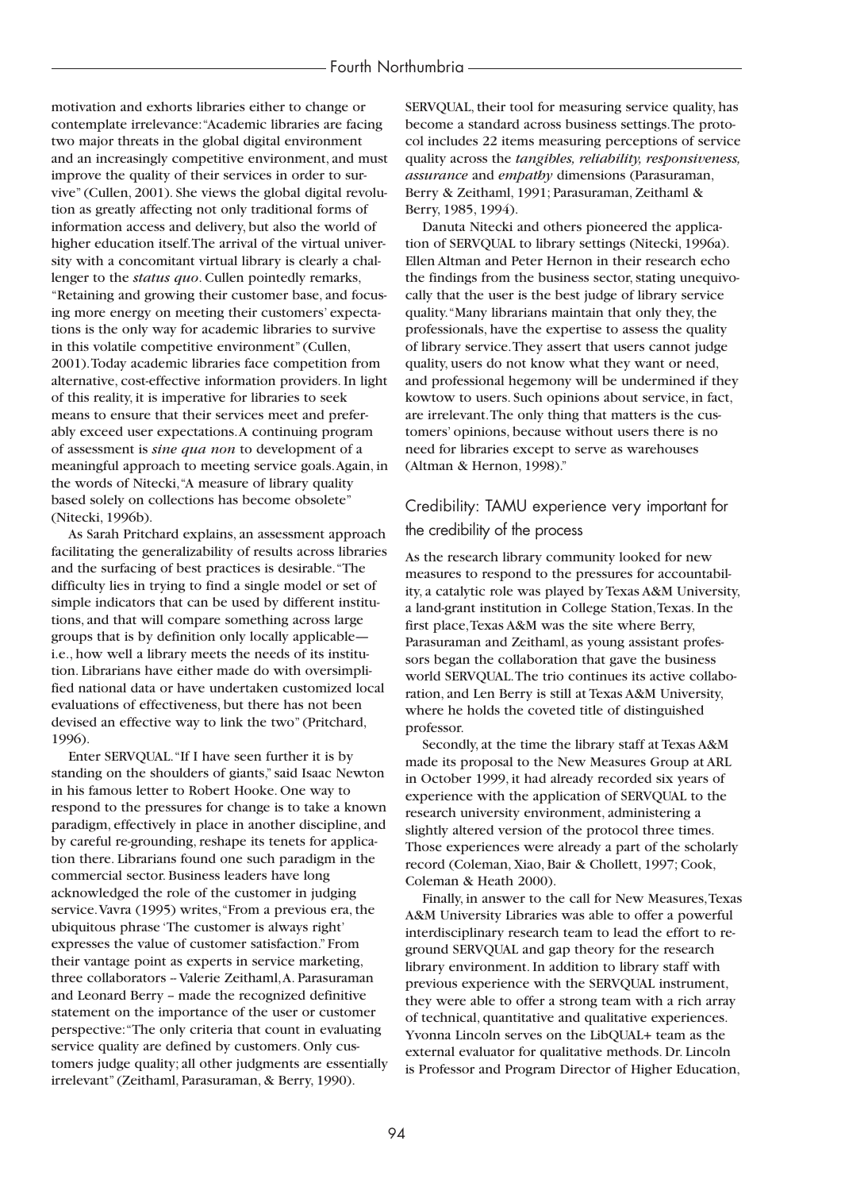motivation and exhorts libraries either to change or contemplate irrelevance: "Academic libraries are facing two major threats in the global digital environment and an increasingly competitive environment, and must improve the quality of their services in order to survive" (Cullen, 2001). She views the global digital revolution as greatly affecting not only traditional forms of information access and delivery, but also the world of higher education itself. The arrival of the virtual university with a concomitant virtual library is clearly a challenger to the *status quo*. Cullen pointedly remarks, "Retaining and growing their customer base, and focusing more energy on meeting their customers' expectations is the only way for academic libraries to survive in this volatile competitive environment" (Cullen, 2001). Today academic libraries face competition from alternative, cost-effective information providers. In light of this reality, it is imperative for libraries to seek means to ensure that their services meet and preferably exceed user expectations. A continuing program of assessment is *sine qua non* to development of a meaningful approach to meeting service goals. Again, in the words of Nitecki, "A measure of library quality based solely on collections has become obsolete" (Nitecki, 1996b).

As Sarah Pritchard explains, an assessment approach facilitating the generalizability of results across libraries and the surfacing of best practices is desirable. "The difficulty lies in trying to find a single model or set of simple indicators that can be used by different institutions, and that will compare something across large groups that is by definition only locally applicable—i.e., how well a library meets the needs of its institution. Librarians have either made do with oversimplified national data or have undertaken customized local evaluations of effectiveness, but there has not been devised an effective way to link the two" (Pritchard, 1996).

Enter SERVQUAL. "If I have seen further it is by standing on the shoulders of giants," said Isaac Newton in his famous letter to Robert Hooke. One way to respond to the pressures for change is to take a known paradigm, effectively in place in another discipline, and by careful re-grounding, reshape its tenets for application there. Librarians found one such paradigm in the commercial sector. Business leaders have long acknowledged the role of the customer in judging service. Vavra (1995) writes, "From a previous era, the ubiquitous phrase 'The customer is always right' expresses the value of customer satisfaction." From their vantage point as experts in service marketing, three collaborators – Valerie Zeithaml, A. Parasuraman and Leonard Berry – made the recognized definitive statement on the importance of the user or customer perspective: "The only criteria that count in evaluating service quality are defined by customers. Only customers judge quality; all other judgments are essentially irrelevant" (Zeithaml, Parasuraman, & Berry, 1990). SERVQUAL, their tool for measuring service quality, has become a standard across business settings. The protocol includes 22 items measuring perceptions of service quality across the *tangibles, reliability, responsiveness, assurance* and *empathy* dimensions (Parasuraman, Berry & Zeithaml, 1991; Parasuraman, Zeithaml & Berry, 1985, 1994).

Danuta Nitecki and others pioneered the application of SERVQUAL to library settings (Nitecki, 1996a). Ellen Altman and Peter Hernon in their research echo the findings from the business sector, stating unequivocally that the user is the best judge of library service quality. "Many librarians maintain that only they, the professionals, have the expertise to assess the quality of library service. They assert that users cannot judge quality, users do not know what they want or need, and professional hegemony will be undermined if they kowtow to users. Such opinions about service, in fact, are irrelevant. The only thing that matters is the customers' opinions, because without users there is no need for libraries except to serve as warehouses (Altman & Hernon, 1998)."

## Credibility: TAMU experience very important for the credibility of the process

As the research library community looked for new measures to respond to the pressures for accountability, a catalytic role was played by Texas A&M University, a land-grant institution in College Station, Texas. In the first place, Texas A&M was the site where Berry, Parasuraman and Zeithaml, as young assistant professors began the collaboration that gave the business world SERVQUAL. The trio continues its active collaboration, and Len Berry is still at Texas A&M University, where he holds the coveted title of distinguished professor.

Secondly, at the time the library staff at Texas A&M made its proposal to the New Measures Group at ARL in October 1999, it had already recorded six years of experience with the application of SERVQUAL to the research university environment, administering a slightly altered version of the protocol three times. Those experiences were already a part of the scholarly record (Coleman, Xiao, Bair & Chollett, 1997; Cook, Coleman & Heath 2000).

Finally, in answer to the call for New Measures, Texas A&M University Libraries was able to offer a powerful interdisciplinary research team to lead the effort to re-ground SERVQUAL and gap theory for the research library environment. In addition to library staff with previous experience with the SERVQUAL instrument, they were able to offer a strong team with a rich array of technical, quantitative and qualitative experiences. Yvonna Lincoln serves on the LibQUAL+ team as the external evaluator for qualitative methods. Dr. Lincoln is Professor and Program Director of Higher Education,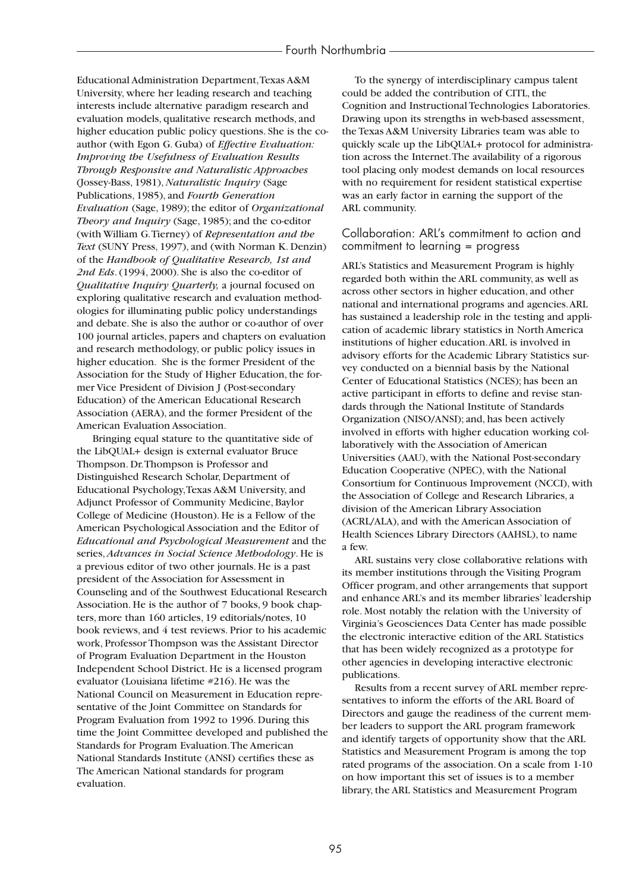Educational Administration Department, Texas A&M University, where her leading research and teaching interests include alternative paradigm research and evaluation models, qualitative research methods, and higher education public policy questions. She is the co-author (with Egon G. Guba) of *Effective Evaluation: Improving the Usefulness of Evaluation Results Through Responsive and Naturalistic Approaches* (Jossey-Bass, 1981), *Naturalistic Inquiry* (Sage Publications, 1985), and *Fourth Generation Evaluation* (Sage, 1989); the editor of *Organizational Theory and Inquiry* (Sage, 1985); and the co-editor (with William G. Tierney) of *Representation and the Text* (SUNY Press, 1997), and (with Norman K. Denzin) of the *Handbook of Qualitative Research, 1st and 2nd Eds*. (1994, 2000). She is also the co-editor of *Qualitative Inquiry Quarterly,* a journal focused on exploring qualitative research and evaluation methodologies for illuminating public policy understandings and debate. She is also the author or co-author of over 100 journal articles, papers and chapters on evaluation and research methodology, or public policy issues in higher education. She is the former President of the Association for the Study of Higher Education, the former Vice President of Division J (Post-secondary Education) of the American Educational Research Association (AERA), and the former President of the American Evaluation Association.

Bringing equal stature to the quantitative side of the LibQUAL+ design is external evaluator Bruce Thompson. Dr. Thompson is Professor and Distinguished Research Scholar, Department of Educational Psychology, Texas A&M University, and Adjunct Professor of Community Medicine, Baylor College of Medicine (Houston). He is a Fellow of the American Psychological Association and the Editor of *Educational and Psychological Measurement* and the series, *Advances in Social Science Methodology*. He is a previous editor of two other journals. He is a past president of the Association for Assessment in Counseling and of the Southwest Educational Research Association. He is the author of 7 books, 9 book chapters, more than 160 articles, 19 editorials/notes, 10 book reviews, and 4 test reviews. Prior to his academic work, Professor Thompson was the Assistant Director of Program Evaluation Department in the Houston Independent School District. He is a licensed program evaluator (Louisiana lifetime #216). He was the National Council on Measurement in Education representative of the Joint Committee on Standards for Program Evaluation from 1992 to 1996. During this time the Joint Committee developed and published the Standards for Program Evaluation. The American National Standards Institute (ANSI) certifies these as The American National standards for program evaluation.

To the synergy of interdisciplinary campus talent could be added the contribution of CITL, the Cognition and Instructional Technologies Laboratories. Drawing upon its strengths in web-based assessment, the Texas A&M University Libraries team was able to quickly scale up the LibQUAL+ protocol for administration across the Internet. The availability of a rigorous tool placing only modest demands on local resources with no requirement for resident statistical expertise was an early factor in earning the support of the ARL community.

## Collaboration: ARL's commitment to action and commitment to learning = progress

ARL's Statistics and Measurement Program is highly regarded both within the ARL community, as well as across other sectors in higher education, and other national and international programs and agencies. ARL has sustained a leadership role in the testing and application of academic library statistics in North America institutions of higher education. ARL is involved in advisory efforts for the Academic Library Statistics survey conducted on a biennial basis by the National Center of Educational Statistics (NCES); has been an active participant in efforts to define and revise standards through the National Institute of Standards Organization (NISO/ANSI); and, has been actively involved in efforts with higher education working collaboratively with the Association of American Universities (AAU), with the National Post-secondary Education Cooperative (NPEC), with the National Consortium for Continuous Improvement (NCCI), with the Association of College and Research Libraries, a division of the American Library Association (ACRL/ALA), and with the American Association of Health Sciences Library Directors (AAHSL), to name a few.

ARL sustains very close collaborative relations with its member institutions through the Visiting Program Officer program, and other arrangements that support and enhance ARL's and its member libraries' leadership role. Most notably the relation with the University of Virginia's Geosciences Data Center has made possible the electronic interactive edition of the ARL Statistics that has been widely recognized as a prototype for other agencies in developing interactive electronic publications.

Results from a recent survey of ARL member representatives to inform the efforts of the ARL Board of Directors and gauge the readiness of the current member leaders to support the ARL program framework and identify targets of opportunity show that the ARL Statistics and Measurement Program is among the top rated programs of the association. On a scale from 1-10 on how important this set of issues is to a member library, the ARL Statistics and Measurement Program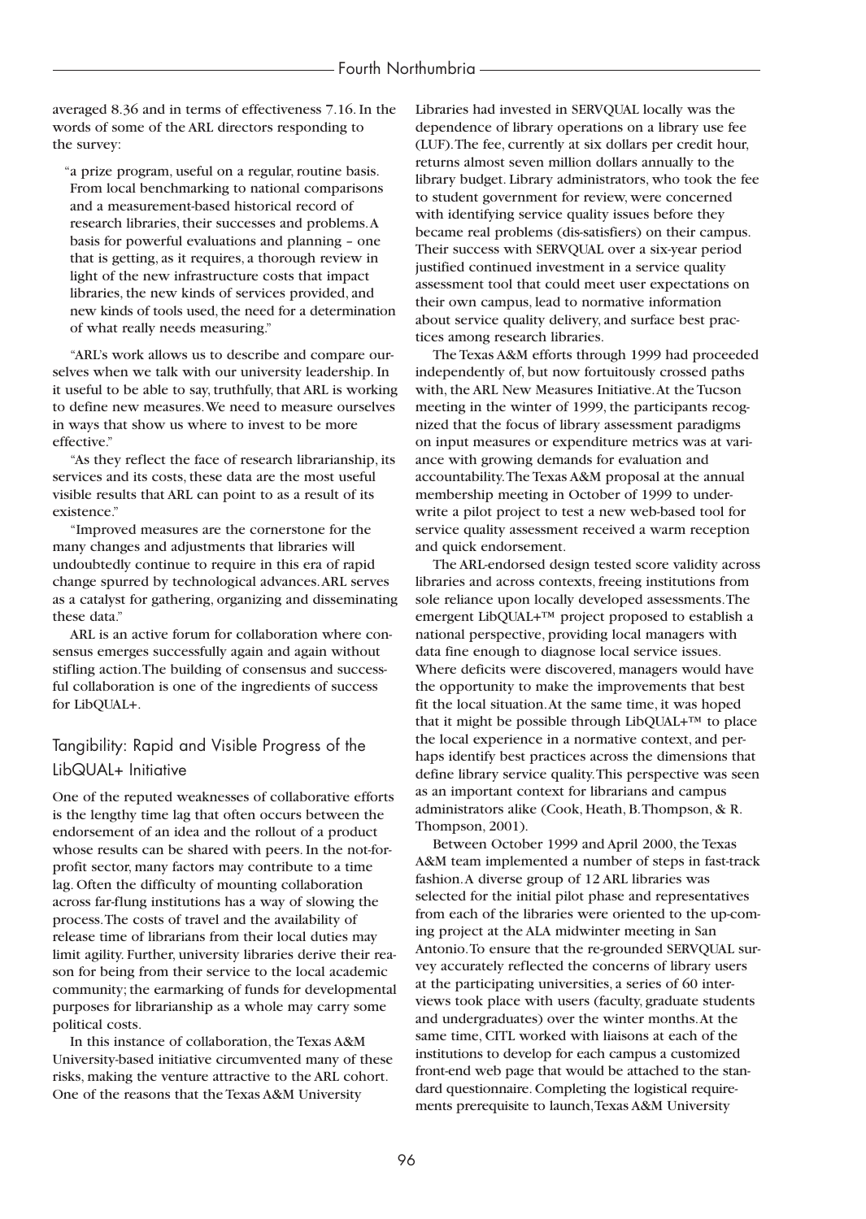averaged 8.36 and in terms of effectiveness 7.16. In the words of some of the ARL directors responding to the survey:

> "a prize program, useful on a regular, routine basis. From local benchmarking to national comparisons and a measurement-based historical record of research libraries, their successes and problems. A basis for powerful evaluations and planning – one that is getting, as it requires, a thorough review in light of the new infrastructure costs that impact libraries, the new kinds of services provided, and new kinds of tools used, the need for a determination of what really needs measuring."

"ARL's work allows us to describe and compare ourselves when we talk with our university leadership. In it useful to be able to say, truthfully, that ARL is working to define new measures. We need to measure ourselves in ways that show us where to invest to be more effective."

"As they reflect the face of research librarianship, its services and its costs, these data are the most useful visible results that ARL can point to as a result of its existence."

"Improved measures are the cornerstone for the many changes and adjustments that libraries will undoubtedly continue to require in this era of rapid change spurred by technological advances. ARL serves as a catalyst for gathering, organizing and disseminating these data."

ARL is an active forum for collaboration where consensus emerges successfully again and again without stifling action. The building of consensus and successful collaboration is one of the ingredients of success for LibQUAL+.

## Tangibility: Rapid and Visible Progress of the LibQUAL+ Initiative

One of the reputed weaknesses of collaborative efforts is the lengthy time lag that often occurs between the endorsement of an idea and the rollout of a product whose results can be shared with peers. In the not-for-profit sector, many factors may contribute to a time lag. Often the difficulty of mounting collaboration across far-flung institutions has a way of slowing the process. The costs of travel and the availability of release time of librarians from their local duties may limit agility. Further, university libraries derive their reason for being from their service to the local academic community; the earmarking of funds for developmental purposes for librarianship as a whole may carry some political costs.

In this instance of collaboration, the Texas A&M University-based initiative circumvented many of these risks, making the venture attractive to the ARL cohort. One of the reasons that the Texas A&M University Libraries had invested in SERVQUAL locally was the dependence of library operations on a library use fee (LUF). The fee, currently at six dollars per credit hour, returns almost seven million dollars annually to the library budget. Library administrators, who took the fee to student government for review, were concerned with identifying service quality issues before they became real problems (dis-satisfiers) on their campus. Their success with SERVQUAL over a six-year period justified continued investment in a service quality assessment tool that could meet user expectations on their own campus, lead to normative information about service quality delivery, and surface best practices among research libraries.

The Texas A&M efforts through 1999 had proceeded independently of, but now fortuitously crossed paths with, the ARL New Measures Initiative. At the Tucson meeting in the winter of 1999, the participants recognized that the focus of library assessment paradigms on input measures or expenditure metrics was at variance with growing demands for evaluation and accountability. The Texas A&M proposal at the annual membership meeting in October of 1999 to underwrite a pilot project to test a new web-based tool for service quality assessment received a warm reception and quick endorsement.

The ARL-endorsed design tested score validity across libraries and across contexts, freeing institutions from sole reliance upon locally developed assessments. The emergent LibQUAL+™ project proposed to establish a national perspective, providing local managers with data fine enough to diagnose local service issues. Where deficits were discovered, managers would have the opportunity to make the improvements that best fit the local situation. At the same time, it was hoped that it might be possible through LibQUAL+™ to place the local experience in a normative context, and perhaps identify best practices across the dimensions that define library service quality. This perspective was seen as an important context for librarians and campus administrators alike (Cook, Heath, B. Thompson, & R. Thompson, 2001).

Between October 1999 and April 2000, the Texas A&M team implemented a number of steps in fast-track fashion. A diverse group of 12 ARL libraries was selected for the initial pilot phase and representatives from each of the libraries were oriented to the up-coming project at the ALA midwinter meeting in San Antonio. To ensure that the re-grounded SERVQUAL survey accurately reflected the concerns of library users at the participating universities, a series of 60 interviews took place with users (faculty, graduate students and undergraduates) over the winter months. At the same time, CITL worked with liaisons at each of the institutions to develop for each campus a customized front-end web page that would be attached to the standard questionnaire. Completing the logistical requirements prerequisite to launch, Texas A&M University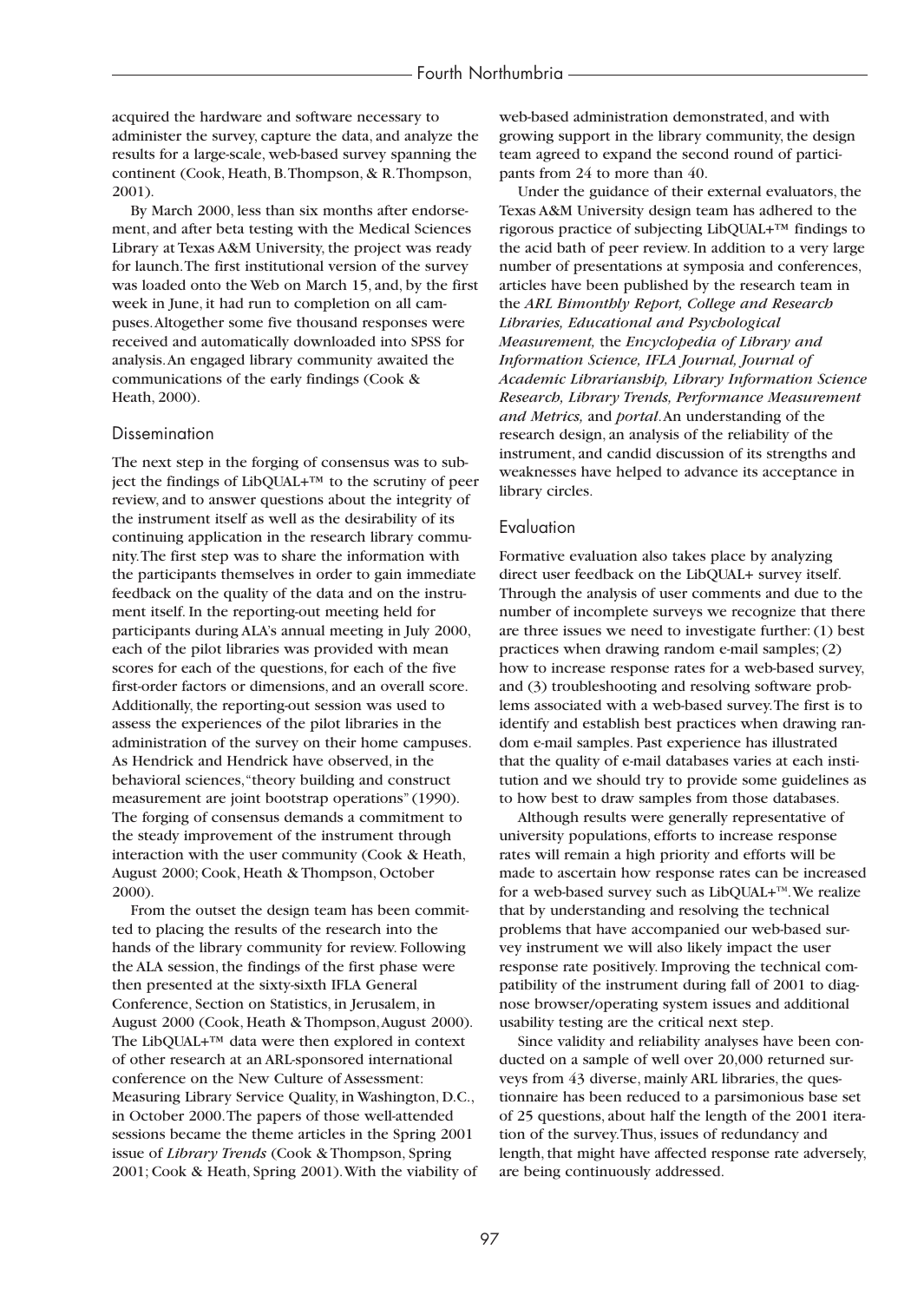acquired the hardware and software necessary to administer the survey, capture the data, and analyze the results for a large-scale, web-based survey spanning the continent (Cook, Heath, B. Thompson, & R. Thompson, 2001).

By March 2000, less than six months after endorsement, and after beta testing with the Medical Sciences Library at Texas A&M University, the project was ready for launch. The first institutional version of the survey was loaded onto the Web on March 15, and, by the first week in June, it had run to completion on all campuses. Altogether some five thousand responses were received and automatically downloaded into SPSS for analysis. An engaged library community awaited the communications of the early findings (Cook & Heath, 2000).

## Dissemination

The next step in the forging of consensus was to subject the findings of LibQUAL+™ to the scrutiny of peer review, and to answer questions about the integrity of the instrument itself as well as the desirability of its continuing application in the research library community. The first step was to share the information with the participants themselves in order to gain immediate feedback on the quality of the data and on the instrument itself. In the reporting-out meeting held for participants during ALA's annual meeting in July 2000, each of the pilot libraries was provided with mean scores for each of the questions, for each of the five first-order factors or dimensions, and an overall score. Additionally, the reporting-out session was used to assess the experiences of the pilot libraries in the administration of the survey on their home campuses. As Hendrick and Hendrick have observed, in the behavioral sciences, "theory building and construct measurement are joint bootstrap operations" (1990). The forging of consensus demands a commitment to the steady improvement of the instrument through interaction with the user community (Cook & Heath, August 2000; Cook, Heath & Thompson, October 2000).

From the outset the design team has been committed to placing the results of the research into the hands of the library community for review. Following the ALA session, the findings of the first phase were then presented at the sixty-sixth IFLA General Conference, Section on Statistics, in Jerusalem, in August 2000 (Cook, Heath & Thompson, August 2000). The LibQUAL+™ data were then explored in context of other research at an ARL-sponsored international conference on the New Culture of Assessment: Measuring Library Service Quality, in Washington, D.C., in October 2000. The papers of those well-attended sessions became the theme articles in the Spring 2001 issue of *Library Trends* (Cook & Thompson, Spring 2001; Cook & Heath, Spring 2001). With the viability of web-based administration demonstrated, and with growing support in the library community, the design team agreed to expand the second round of participants from 24 to more than 40.

Under the guidance of their external evaluators, the Texas A&M University design team has adhered to the rigorous practice of subjecting LibQUAL+™ findings to the acid bath of peer review. In addition to a very large number of presentations at symposia and conferences, articles have been published by the research team in the *ARL Bimonthly Report, College and Research Libraries, Educational and Psychological Measurement,* the *Encyclopedia of Library and Information Science, IFLA Journal, Journal of Academic Librarianship, Library Information Science Research, Library Trends, Performance Measurement and Metrics,* and *portal*. An understanding of the research design, an analysis of the reliability of the instrument, and candid discussion of its strengths and weaknesses have helped to advance its acceptance in library circles.

## Evaluation

Formative evaluation also takes place by analyzing direct user feedback on the LibQUAL+ survey itself. Through the analysis of user comments and due to the number of incomplete surveys we recognize that there are three issues we need to investigate further: (1) best practices when drawing random e-mail samples; (2) how to increase response rates for a web-based survey, and (3) troubleshooting and resolving software problems associated with a web-based survey. The first is to identify and establish best practices when drawing random e-mail samples. Past experience has illustrated that the quality of e-mail databases varies at each institution and we should try to provide some guidelines as to how best to draw samples from those databases.

Although results were generally representative of university populations, efforts to increase response rates will remain a high priority and efforts will be made to ascertain how response rates can be increased for a web-based survey such as LibQUAL+™. We realize that by understanding and resolving the technical problems that have accompanied our web-based survey instrument we will also likely impact the user response rate positively. Improving the technical compatibility of the instrument during fall of 2001 to diagnose browser/operating system issues and additional usability testing are the critical next step.

Since validity and reliability analyses have been conducted on a sample of well over 20,000 returned surveys from 43 diverse, mainly ARL libraries, the questionnaire has been reduced to a parsimonious base set of 25 questions, about half the length of the 2001 iteration of the survey. Thus, issues of redundancy and length, that might have affected response rate adversely, are being continuously addressed.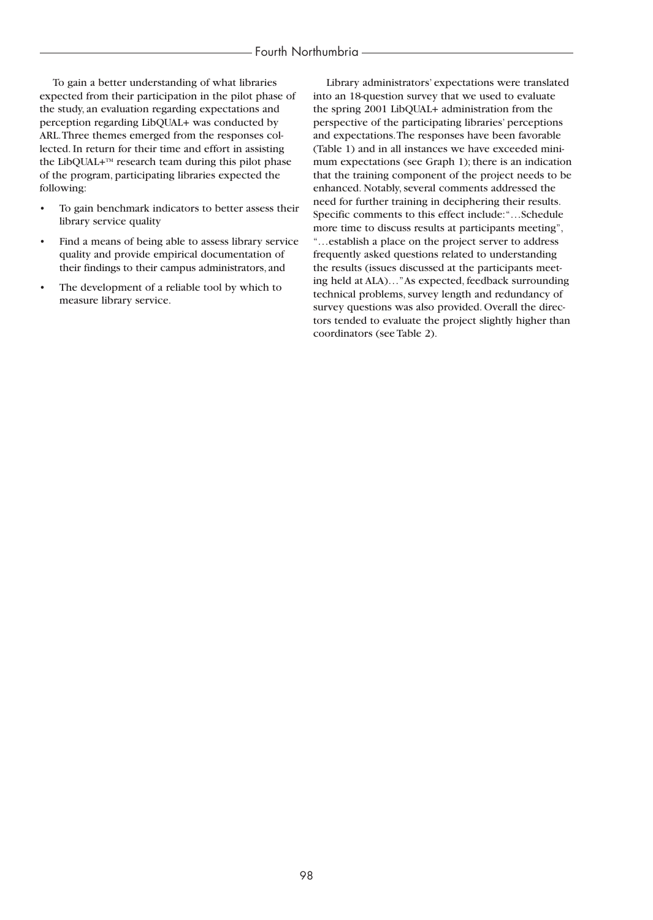To gain a better understanding of what libraries expected from their participation in the pilot phase of the study, an evaluation regarding expectations and perception regarding LibQUAL+ was conducted by ARL. Three themes emerged from the responses collected. In return for their time and effort in assisting the LibQUAL+™ research team during this pilot phase of the program, participating libraries expected the following:

- To gain benchmark indicators to better assess their library service quality
- Find a means of being able to assess library service quality and provide empirical documentation of their findings to their campus administrators, and
- The development of a reliable tool by which to measure library service.

Library administrators' expectations were translated into an 18-question survey that we used to evaluate the spring 2001 LibQUAL+ administration from the perspective of the participating libraries' perceptions and expectations. The responses have been favorable (Table 1) and in all instances we have exceeded minimum expectations (see Graph 1); there is an indication that the training component of the project needs to be enhanced. Notably, several comments addressed the need for further training in deciphering their results. Specific comments to this effect include: "…Schedule more time to discuss results at participants meeting", "…establish a place on the project server to address frequently asked questions related to understanding the results (issues discussed at the participants meeting held at ALA)…" As expected, feedback surrounding technical problems, survey length and redundancy of survey questions was also provided. Overall the directors tended to evaluate the project slightly higher than coordinators (see Table 2).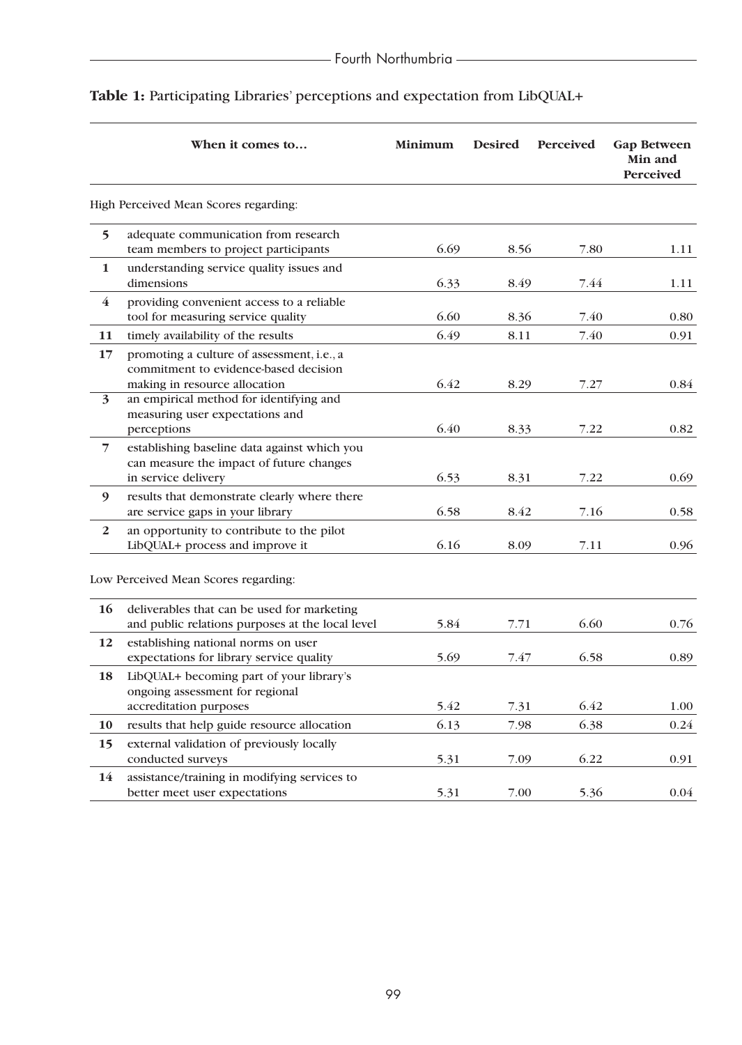**Table 1:** Participating Libraries' perceptions and expectation from LibQUAL+

| | When it comes to… | Minimum | Desired | Perceived | Gap Between Min and Perceived |
|---|---|---|---|---|---|
| | High Perceived Mean Scores regarding: | | | | |
| 5 | adequate communication from research team members to project participants | 6.69 | 8.56 | 7.80 | 1.11 |
| 1 | understanding service quality issues and dimensions | 6.33 | 8.49 | 7.44 | 1.11 |
| 4 | providing convenient access to a reliable tool for measuring service quality | 6.60 | 8.36 | 7.40 | 0.80 |
| 11 | timely availability of the results | 6.49 | 8.11 | 7.40 | 0.91 |
| 17 | promoting a culture of assessment, i.e., a commitment to evidence-based decision making in resource allocation | 6.42 | 8.29 | 7.27 | 0.84 |
| 3 | an empirical method for identifying and measuring user expectations and perceptions | 6.40 | 8.33 | 7.22 | 0.82 |
| 7 | establishing baseline data against which you can measure the impact of future changes in service delivery | 6.53 | 8.31 | 7.22 | 0.69 |
| 9 | results that demonstrate clearly where there are service gaps in your library | 6.58 | 8.42 | 7.16 | 0.58 |
| 2 | an opportunity to contribute to the pilot LibQUAL+ process and improve it | 6.16 | 8.09 | 7.11 | 0.96 |
| | Low Perceived Mean Scores regarding: | | | | |
| 16 | deliverables that can be used for marketing and public relations purposes at the local level | 5.84 | 7.71 | 6.60 | 0.76 |
| 12 | establishing national norms on user expectations for library service quality | 5.69 | 7.47 | 6.58 | 0.89 |
| 18 | LibQUAL+ becoming part of your library's ongoing assessment for regional accreditation purposes | 5.42 | 7.31 | 6.42 | 1.00 |
| 10 | results that help guide resource allocation | 6.13 | 7.98 | 6.38 | 0.24 |
| 15 | external validation of previously locally conducted surveys | 5.31 | 7.09 | 6.22 | 0.91 |
| 14 | assistance/training in modifying services to better meet user expectations | 5.31 | 7.00 | 5.36 | 0.04 |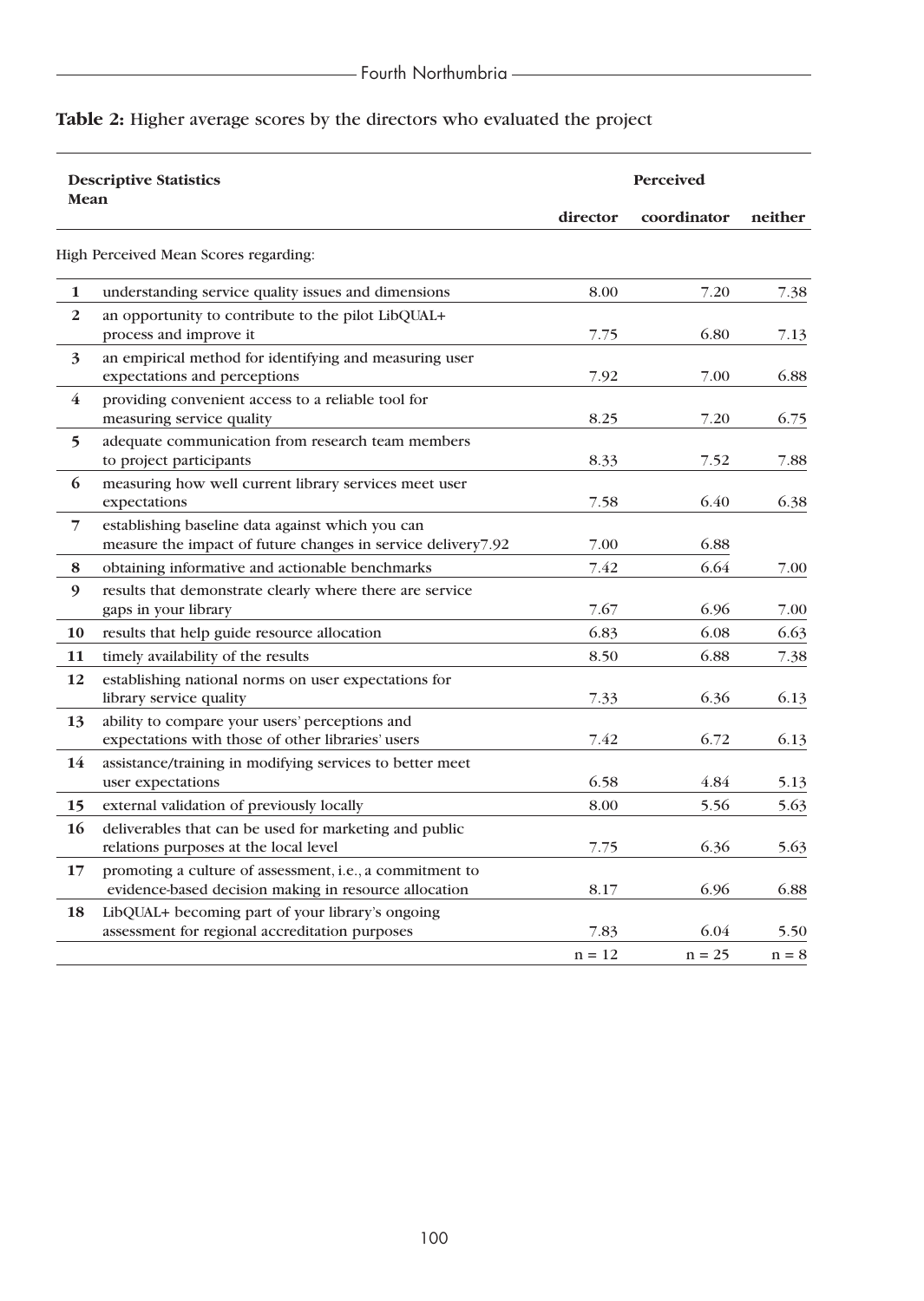**Table 2:** Higher average scores by the directors who evaluated the project

| Descriptive Statistics Mean | | Perceived | | |
|---|---|---|---|---|
| | | director | coordinator | neither |
| High Perceived Mean Scores regarding: | | | | |
| 1 | understanding service quality issues and dimensions | 8.00 | 7.20 | 7.38 |
| 2 | an opportunity to contribute to the pilot LibQUAL+ process and improve it | 7.75 | 6.80 | 7.13 |
| 3 | an empirical method for identifying and measuring user expectations and perceptions | 7.92 | 7.00 | 6.88 |
| 4 | providing convenient access to a reliable tool for measuring service quality | 8.25 | 7.20 | 6.75 |
| 5 | adequate communication from research team members to project participants | 8.33 | 7.52 | 7.88 |
| 6 | measuring how well current library services meet user expectations | 7.58 | 6.40 | 6.38 |
| 7 | establishing baseline data against which you can measure the impact of future changes in service delivery7.92 | 7.00 | 6.88 | |
| 8 | obtaining informative and actionable benchmarks | 7.42 | 6.64 | 7.00 |
| 9 | results that demonstrate clearly where there are service gaps in your library | 7.67 | 6.96 | 7.00 |
| 10 | results that help guide resource allocation | 6.83 | 6.08 | 6.63 |
| 11 | timely availability of the results | 8.50 | 6.88 | 7.38 |
| 12 | establishing national norms on user expectations for library service quality | 7.33 | 6.36 | 6.13 |
| 13 | ability to compare your users' perceptions and expectations with those of other libraries' users | 7.42 | 6.72 | 6.13 |
| 14 | assistance/training in modifying services to better meet user expectations | 6.58 | 4.84 | 5.13 |
| 15 | external validation of previously locally | 8.00 | 5.56 | 5.63 |
| 16 | deliverables that can be used for marketing and public relations purposes at the local level | 7.75 | 6.36 | 5.63 |
| 17 | promoting a culture of assessment, i.e., a commitment to evidence-based decision making in resource allocation | 8.17 | 6.96 | 6.88 |
| 18 | LibQUAL+ becoming part of your library's ongoing assessment for regional accreditation purposes | 7.83 | 6.04 | 5.50 |
| | | n = 12 | n = 25 | n = 8 |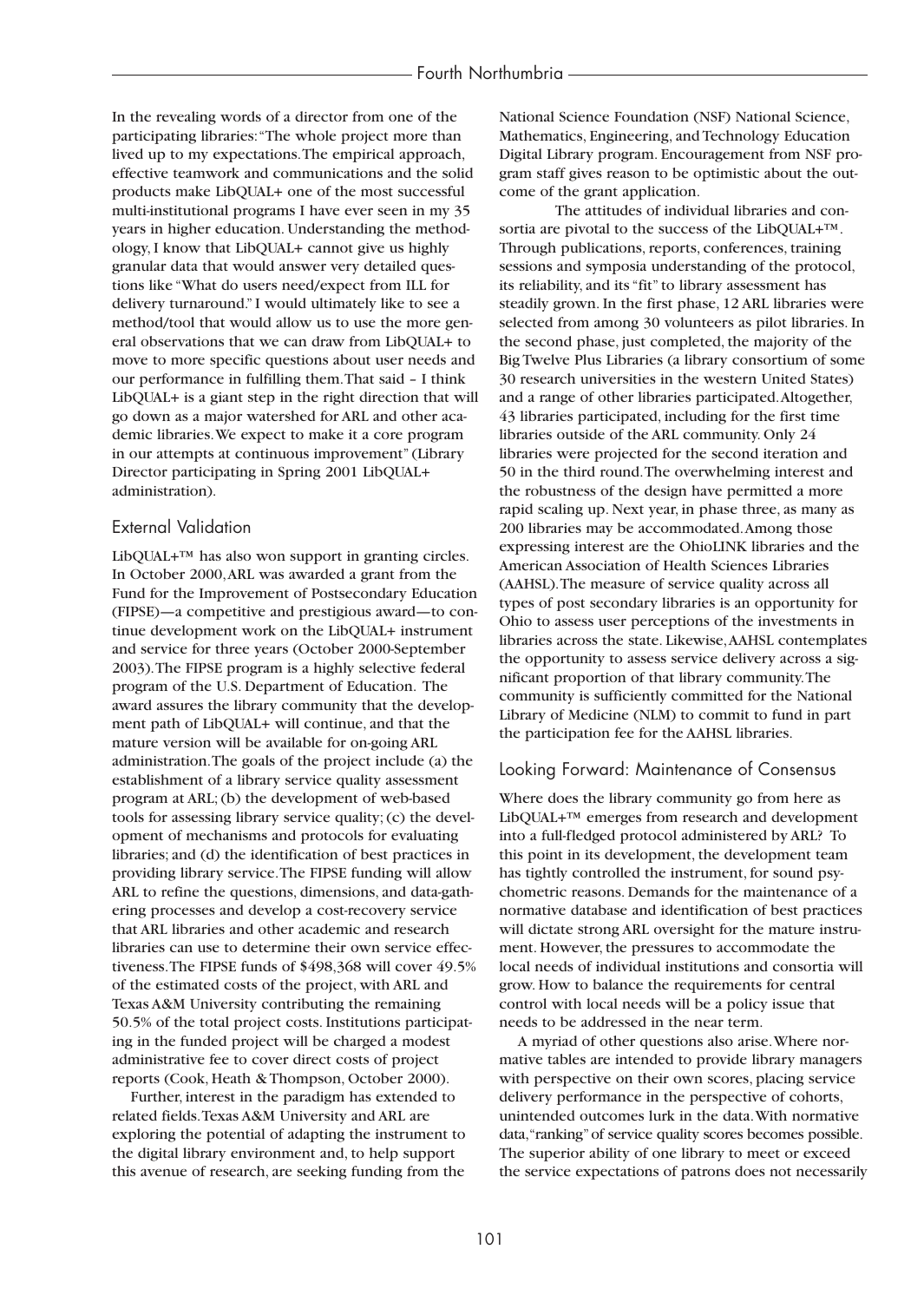In the revealing words of a director from one of the participating libraries: "The whole project more than lived up to my expectations. The empirical approach, effective teamwork and communications and the solid products make LibQUAL+ one of the most successful multi-institutional programs I have ever seen in my 35 years in higher education. Understanding the methodology, I know that LibQUAL+ cannot give us highly granular data that would answer very detailed questions like "What do users need/expect from ILL for delivery turnaround." I would ultimately like to see a method/tool that would allow us to use the more general observations that we can draw from LibQUAL+ to move to more specific questions about user needs and our performance in fulfilling them. That said – I think LibQUAL+ is a giant step in the right direction that will go down as a major watershed for ARL and other academic libraries. We expect to make it a core program in our attempts at continuous improvement" (Library Director participating in Spring 2001 LibQUAL+ administration).

## External Validation

LibQUAL+™ has also won support in granting circles. In October 2000, ARL was awarded a grant from the Fund for the Improvement of Postsecondary Education (FIPSE)—a competitive and prestigious award—to continue development work on the LibQUAL+ instrument and service for three years (October 2000-September 2003). The FIPSE program is a highly selective federal program of the U.S. Department of Education. The award assures the library community that the development path of LibQUAL+ will continue, and that the mature version will be available for on-going ARL administration. The goals of the project include (a) the establishment of a library service quality assessment program at ARL; (b) the development of web-based tools for assessing library service quality; (c) the development of mechanisms and protocols for evaluating libraries; and (d) the identification of best practices in providing library service. The FIPSE funding will allow ARL to refine the questions, dimensions, and data-gathering processes and develop a cost-recovery service that ARL libraries and other academic and research libraries can use to determine their own service effectiveness. The FIPSE funds of $498,368 will cover 49.5% of the estimated costs of the project, with ARL and Texas A&M University contributing the remaining 50.5% of the total project costs. Institutions participating in the funded project will be charged a modest administrative fee to cover direct costs of project reports (Cook, Heath & Thompson, October 2000).

Further, interest in the paradigm has extended to related fields. Texas A&M University and ARL are exploring the potential of adapting the instrument to the digital library environment and, to help support this avenue of research, are seeking funding from the National Science Foundation (NSF) National Science, Mathematics, Engineering, and Technology Education Digital Library program. Encouragement from NSF program staff gives reason to be optimistic about the outcome of the grant application.

The attitudes of individual libraries and consortia are pivotal to the success of the LibQUAL+™. Through publications, reports, conferences, training sessions and symposia understanding of the protocol, its reliability, and its "fit" to library assessment has steadily grown. In the first phase, 12 ARL libraries were selected from among 30 volunteers as pilot libraries. In the second phase, just completed, the majority of the Big Twelve Plus Libraries (a library consortium of some 30 research universities in the western United States) and a range of other libraries participated. Altogether, 43 libraries participated, including for the first time libraries outside of the ARL community. Only 24 libraries were projected for the second iteration and 50 in the third round. The overwhelming interest and the robustness of the design have permitted a more rapid scaling up. Next year, in phase three, as many as 200 libraries may be accommodated. Among those expressing interest are the OhioLINK libraries and the American Association of Health Sciences Libraries (AAHSL). The measure of service quality across all types of post secondary libraries is an opportunity for Ohio to assess user perceptions of the investments in libraries across the state. Likewise, AAHSL contemplates the opportunity to assess service delivery across a significant proportion of that library community. The community is sufficiently committed for the National Library of Medicine (NLM) to commit to fund in part the participation fee for the AAHSL libraries.

## Looking Forward: Maintenance of Consensus

Where does the library community go from here as LibQUAL+™ emerges from research and development into a full-fledged protocol administered by ARL? To this point in its development, the development team has tightly controlled the instrument, for sound psychometric reasons. Demands for the maintenance of a normative database and identification of best practices will dictate strong ARL oversight for the mature instrument. However, the pressures to accommodate the local needs of individual institutions and consortia will grow. How to balance the requirements for central control with local needs will be a policy issue that needs to be addressed in the near term.

A myriad of other questions also arise. Where normative tables are intended to provide library managers with perspective on their own scores, placing service delivery performance in the perspective of cohorts, unintended outcomes lurk in the data. With normative data, "ranking" of service quality scores becomes possible. The superior ability of one library to meet or exceed the service expectations of patrons does not necessarily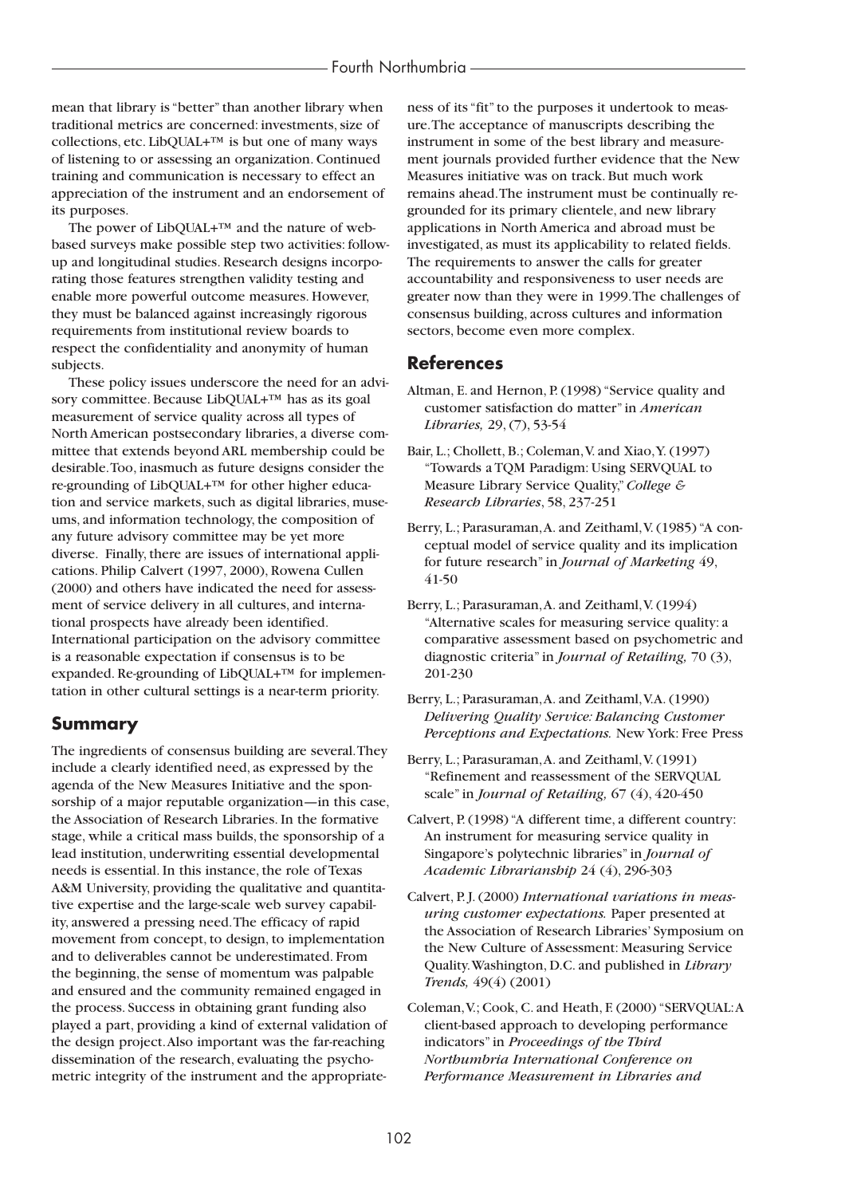mean that library is "better" than another library when traditional metrics are concerned: investments, size of collections, etc. LibQUAL+™ is but one of many ways of listening to or assessing an organization. Continued training and communication is necessary to effect an appreciation of the instrument and an endorsement of its purposes.

The power of LibQUAL+™ and the nature of web-based surveys make possible step two activities: follow-up and longitudinal studies. Research designs incorporating those features strengthen validity testing and enable more powerful outcome measures. However, they must be balanced against increasingly rigorous requirements from institutional review boards to respect the confidentiality and anonymity of human subjects.

These policy issues underscore the need for an advisory committee. Because LibQUAL+™ has as its goal measurement of service quality across all types of North American postsecondary libraries, a diverse committee that extends beyond ARL membership could be desirable. Too, inasmuch as future designs consider the re-grounding of LibQUAL+™ for other higher education and service markets, such as digital libraries, museums, and information technology, the composition of any future advisory committee may be yet more diverse. Finally, there are issues of international applications. Philip Calvert (1997, 2000), Rowena Cullen (2000) and others have indicated the need for assessment of service delivery in all cultures, and international prospects have already been identified. International participation on the advisory committee is a reasonable expectation if consensus is to be expanded. Re-grounding of LibQUAL+™ for implementation in other cultural settings is a near-term priority.

## Summary

The ingredients of consensus building are several. They include a clearly identified need, as expressed by the agenda of the New Measures Initiative and the sponsorship of a major reputable organization—in this case, the Association of Research Libraries. In the formative stage, while a critical mass builds, the sponsorship of a lead institution, underwriting essential developmental needs is essential. In this instance, the role of Texas A&M University, providing the qualitative and quantitative expertise and the large-scale web survey capability, answered a pressing need. The efficacy of rapid movement from concept, to design, to implementation and to deliverables cannot be underestimated. From the beginning, the sense of momentum was palpable and ensured and the community remained engaged in the process. Success in obtaining grant funding also played a part, providing a kind of external validation of the design project. Also important was the far-reaching dissemination of the research, evaluating the psychometric integrity of the instrument and the appropriateness of its "fit" to the purposes it undertook to measure. The acceptance of manuscripts describing the instrument in some of the best library and measurement journals provided further evidence that the New Measures initiative was on track. But much work remains ahead. The instrument must be continually re-grounded for its primary clientele, and new library applications in North America and abroad must be investigated, as must its applicability to related fields. The requirements to answer the calls for greater accountability and responsiveness to user needs are greater now than they were in 1999. The challenges of consensus building, across cultures and information sectors, become even more complex.

## References

Altman, E. and Hernon, P. (1998) "Service quality and customer satisfaction do matter" in *American Libraries,* 29, (7), 53-54

Bair, L.; Chollett, B.; Coleman, V. and Xiao, Y. (1997) "Towards a TQM Paradigm: Using SERVQUAL to Measure Library Service Quality," *College & Research Libraries*, 58, 237-251

Berry, L.; Parasuraman, A. and Zeithaml, V. (1985) "A conceptual model of service quality and its implication for future research" in *Journal of Marketing* 49, 41-50

Berry, L.; Parasuraman, A. and Zeithaml, V. (1994) "Alternative scales for measuring service quality: a comparative assessment based on psychometric and diagnostic criteria" in *Journal of Retailing,* 70 (3), 201-230

Berry, L.; Parasuraman, A. and Zeithaml, V.A. (1990) *Delivering Quality Service: Balancing Customer Perceptions and Expectations.* New York: Free Press

Berry, L.; Parasuraman, A. and Zeithaml, V. (1991) "Refinement and reassessment of the SERVQUAL scale" in *Journal of Retailing,* 67 (4), 420-450

Calvert, P. (1998) "A different time, a different country: An instrument for measuring service quality in Singapore's polytechnic libraries" in *Journal of Academic Librarianship* 24 (4), 296-303

Calvert, P. J. (2000) *International variations in measuring customer expectations.* Paper presented at the Association of Research Libraries' Symposium on the New Culture of Assessment: Measuring Service Quality. Washington, D.C. and published in *Library Trends,* 49(4) (2001)

Coleman, V.; Cook, C. and Heath, F. (2000) "SERVQUAL: A client-based approach to developing performance indicators" in *Proceedings of the Third Northumbria International Conference on Performance Measurement in Libraries and*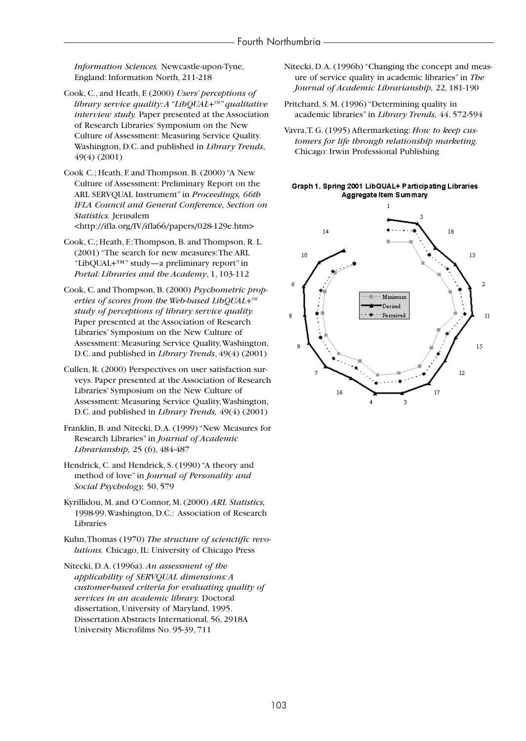*Information Sciences.* Newcastle-upon-Tyne, England: Information North, 211-218

Cook, C., and Heath, F. (2000) *Users' perceptions of library service quality: A "LibQUAL+™" qualitative interview study.* Paper presented at the Association of Research Libraries' Symposium on the New Culture of Assessment: Measuring Service Quality. Washington, D.C. and published in *Library Trends*, 49(4) (2001)

Cook C.; Heath, F. and Thompson. B. (2000) "A New Culture of Assessment: Preliminary Report on the ARL SERVQUAL Instrument" in *Proceedings, 66th IFLA Council and General Conference, Section on Statistics.* Jerusalem <http://ifla.org/IV/ifla66/papers/028-129e.htm>

Cook, C.; Heath, F.; Thompson, B. and Thompson, R. L. (2001) "The search for new measures: The ARL "LibQUAL+™" study—a preliminary report" in *Portal: Libraries and the Academy*, 1, 103-112

Cook, C. and Thompson, B. (2000) *Psychometric properties of scores from the Web-based LibQUAL+™ study of perceptions of library service quality.* Paper presented at the Association of Research Libraries' Symposium on the New Culture of Assessment: Measuring Service Quality, Washington, D.C. and published in *Library Trends*, 49(4) (2001)

Cullen, R. (2000) Perspectives on user satisfaction surveys. Paper presented at the Association of Research Libraries' Symposium on the New Culture of Assessment: Measuring Service Quality, Washington, D.C. and published in *Library Trends,* 49(4) (2001)

Franklin, B. and Nitecki, D. A. (1999) "New Measures for Research Libraries" in *Journal of Academic Librarianship,* 25 (6), 484-487

Hendrick, C. and Hendrick, S. (1990) "A theory and method of love" in *Journal of Personality and Social Psychology,* 50, 579

Kyrillidou, M. and O'Connor, M. (2000) *ARL Statistics,* 1998-99. Washington, D.C.: Association of Research Libraries

Kuhn, Thomas (1970) *The structure of scienctific revolutions.* Chicago, IL: University of Chicago Press

Nitecki, D. A. (1996a). *An assessment of the applicability of SERVQUAL dimensions: A customer-based criteria for evaluating quality of services in an academic library.* Doctoral dissertation, University of Maryland, 1995. Dissertation Abstracts International, 56, 2918A University Microfilms No. 95-39, 711

Nitecki, D. A. (1996b) "Changing the concept and measure of service quality in academic libraries" in *The Journal of Academic Librarianship,* 22, 181-190

Pritchard, S. M. (1996) "Determining quality in academic libraries" in *Library Trends,* 44, 572-594

Vavra, T. G. (1995) Aftermarketing: *How to keep customers for life through relationship marketing.* Chicago: Irwin Professional Publishing

**Graph 1. Spring 2001 LibQUAL+ Participating Libraries Aggregate Item Summary**

1 5 18 13 2 11 15 12 17 3 4 16 7 9 8 6 10 14

Minimum
Desired
Perceived